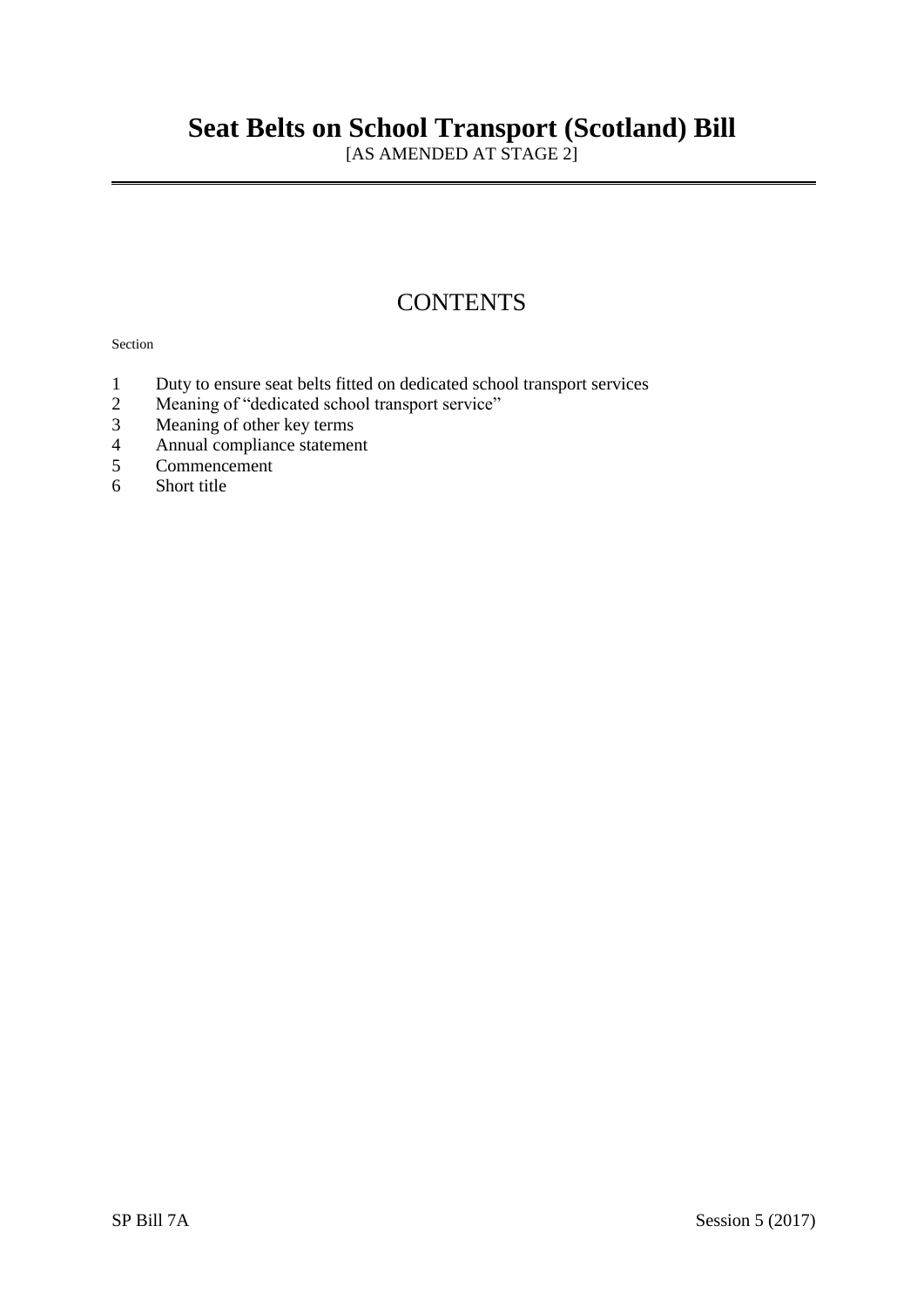# Seat Belts on School Transport (Scotland) Bill

[AS AMENDED AT STAGE 2]

## CONTENTS

Section

1 Duty to ensure seat belts fitted on dedicated school transport services
2 Meaning of "dedicated school transport service"
3 Meaning of other key terms
4 Annual compliance statement
5 Commencement
6 Short title

SP Bill 7A Session 5 (2017)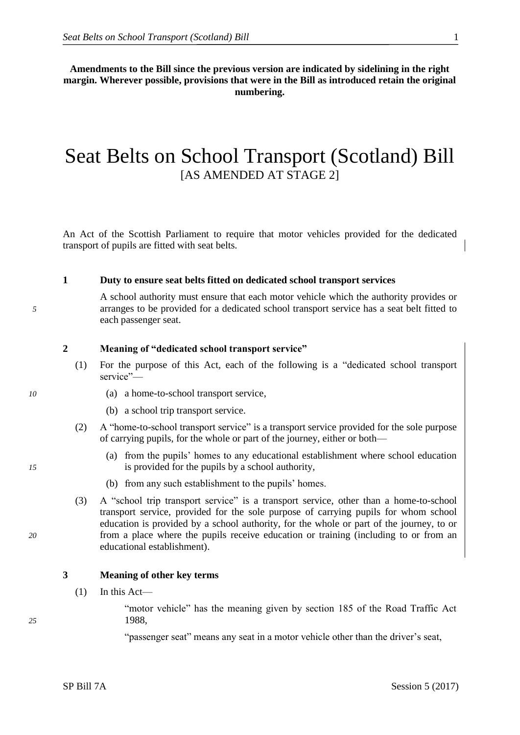**Amendments to the Bill since the previous version are indicated by sidelining in the right margin. Wherever possible, provisions that were in the Bill as introduced retain the original numbering.**

# Seat Belts on School Transport (Scotland) Bill

[AS AMENDED AT STAGE 2]

An Act of the Scottish Parliament to require that motor vehicles provided for the dedicated transport of pupils are fitted with seat belts.

### 1 Duty to ensure seat belts fitted on dedicated school transport services

A school authority must ensure that each motor vehicle which the authority provides or arranges to be provided for a dedicated school transport service has a seat belt fitted to each passenger seat.

### 2 Meaning of "dedicated school transport service"

(1) For the purpose of this Act, each of the following is a "dedicated school transport service"—

(a) a home-to-school transport service,

(b) a school trip transport service.

(2) A "home-to-school transport service" is a transport service provided for the sole purpose of carrying pupils, for the whole or part of the journey, either or both—

(a) from the pupils' homes to any educational establishment where school education is provided for the pupils by a school authority,

(b) from any such establishment to the pupils' homes.

(3) A "school trip transport service" is a transport service, other than a home-to-school transport service, provided for the sole purpose of carrying pupils for whom school education is provided by a school authority, for the whole or part of the journey, to or from a place where the pupils receive education or training (including to or from an educational establishment).

### 3 Meaning of other key terms

(1) In this Act—

"motor vehicle" has the meaning given by section 185 of the Road Traffic Act 1988,

"passenger seat" means any seat in a motor vehicle other than the driver's seat,

SP Bill 7A

Session 5 (2017)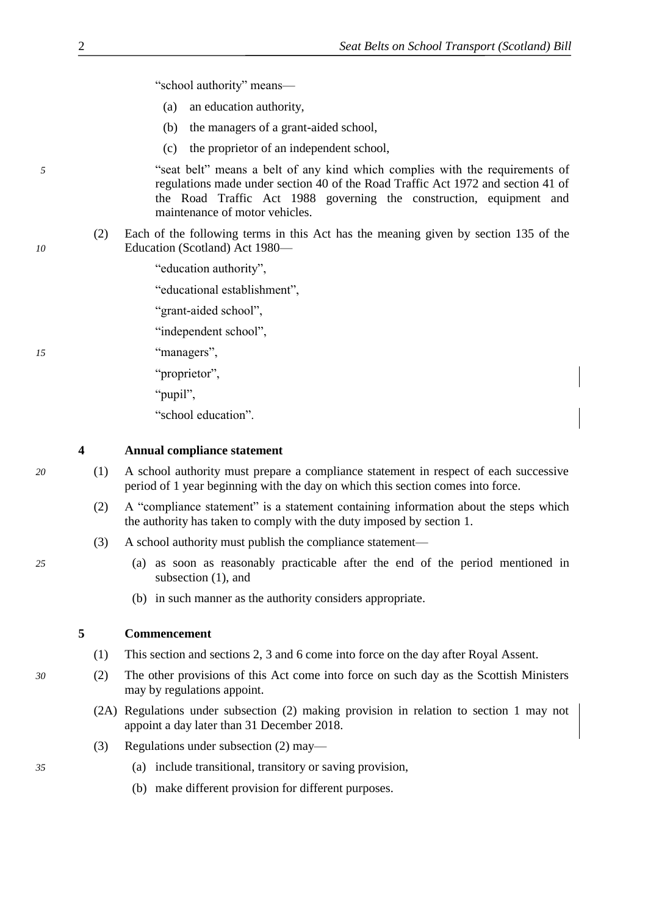"school authority" means—

(a) an education authority,

(b) the managers of a grant-aided school,

(c) the proprietor of an independent school,

"seat belt" means a belt of any kind which complies with the requirements of regulations made under section 40 of the Road Traffic Act 1972 and section 41 of the Road Traffic Act 1988 governing the construction, equipment and maintenance of motor vehicles.

(2) Each of the following terms in this Act has the meaning given by section 135 of the Education (Scotland) Act 1980—

"education authority",

"educational establishment",

"grant-aided school",

"independent school",

"managers",

"proprietor",

"pupil",

"school education".

## 4 Annual compliance statement

(1) A school authority must prepare a compliance statement in respect of each successive period of 1 year beginning with the day on which this section comes into force.

(2) A "compliance statement" is a statement containing information about the steps which the authority has taken to comply with the duty imposed by section 1.

(3) A school authority must publish the compliance statement—

(a) as soon as reasonably practicable after the end of the period mentioned in subsection (1), and

(b) in such manner as the authority considers appropriate.

## 5 Commencement

(1) This section and sections 2, 3 and 6 come into force on the day after Royal Assent.

(2) The other provisions of this Act come into force on such day as the Scottish Ministers may by regulations appoint.

(2A) Regulations under subsection (2) making provision in relation to section 1 may not appoint a day later than 31 December 2018.

(3) Regulations under subsection (2) may—

(a) include transitional, transitory or saving provision,

(b) make different provision for different purposes.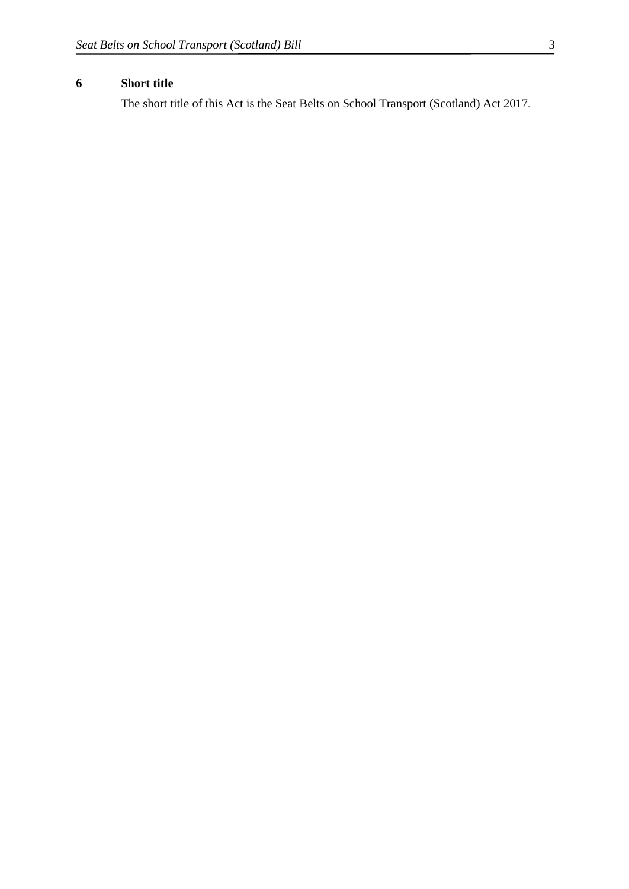**6 Short title**

The short title of this Act is the Seat Belts on School Transport (Scotland) Act 2017.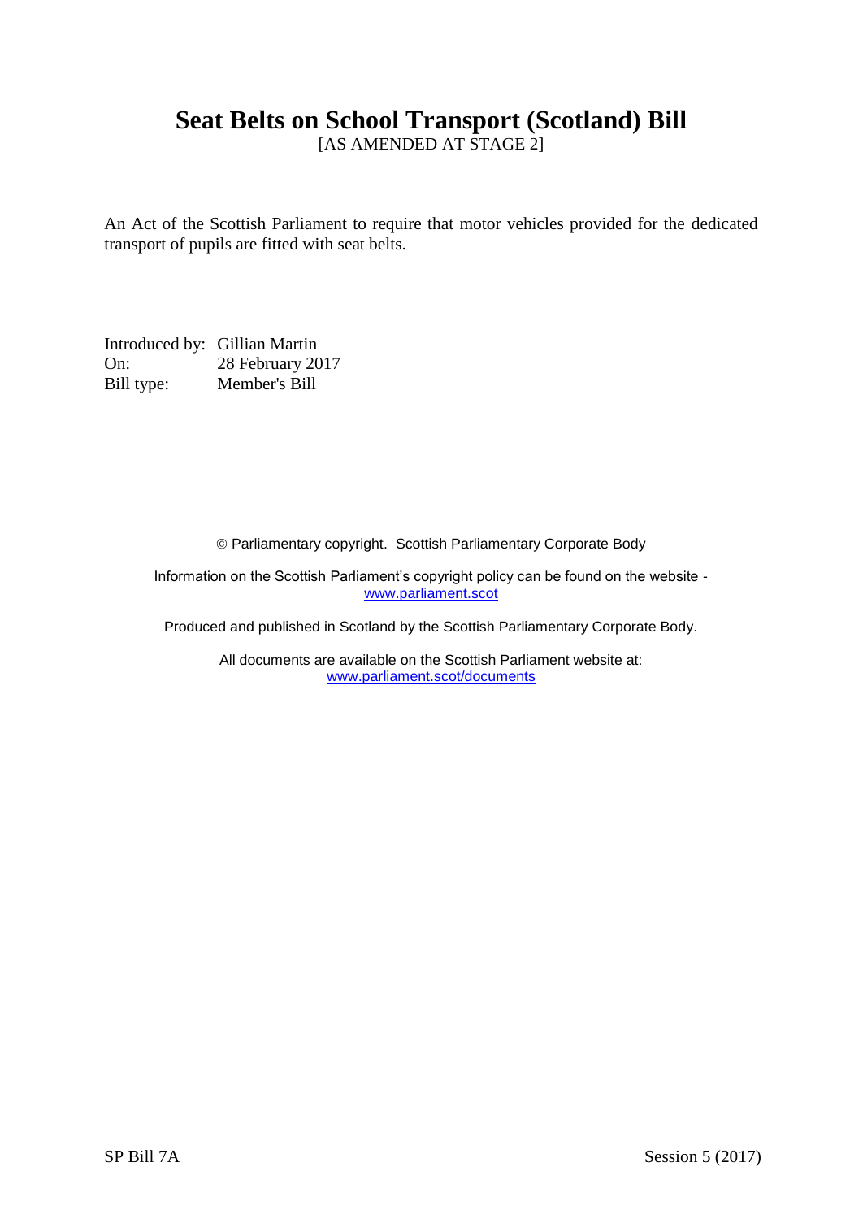# Seat Belts on School Transport (Scotland) Bill

[AS AMENDED AT STAGE 2]

An Act of the Scottish Parliament to require that motor vehicles provided for the dedicated transport of pupils are fitted with seat belts.

Introduced by: Gillian Martin
On: 28 February 2017
Bill type: Member's Bill

© Parliamentary copyright. Scottish Parliamentary Corporate Body

Information on the Scottish Parliament's copyright policy can be found on the website - www.parliament.scot

Produced and published in Scotland by the Scottish Parliamentary Corporate Body.

All documents are available on the Scottish Parliament website at: www.parliament.scot/documents

SP Bill 7A Session 5 (2017)